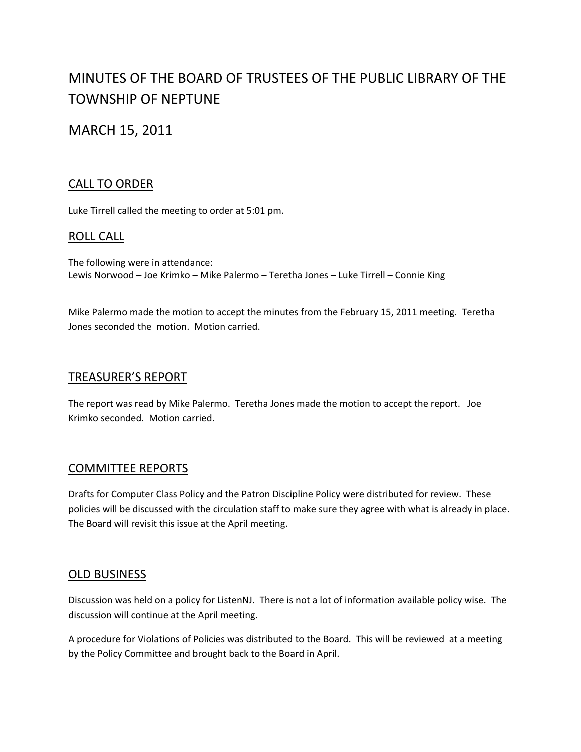# MINUTES OF THE BOARD OF TRUSTEES OF THE PUBLIC LIBRARY OF THE TOWNSHIP OF NEPTUNE

## MARCH 15, 2011

### CALL TO ORDER

Luke Tirrell called the meeting to order at 5:01 pm.

### ROLL CALL

The following were in attendance:
Lewis Norwood – Joe Krimko – Mike Palermo – Teretha Jones – Luke Tirrell – Connie King

Mike Palermo made the motion to accept the minutes from the February 15, 2011 meeting. Teretha Jones seconded the motion. Motion carried.

### TREASURER'S REPORT

The report was read by Mike Palermo. Teretha Jones made the motion to accept the report. Joe Krimko seconded. Motion carried.

### COMMITTEE REPORTS

Drafts for Computer Class Policy and the Patron Discipline Policy were distributed for review. These policies will be discussed with the circulation staff to make sure they agree with what is already in place. The Board will revisit this issue at the April meeting.

### OLD BUSINESS

Discussion was held on a policy for ListenNJ. There is not a lot of information available policy wise. The discussion will continue at the April meeting.

A procedure for Violations of Policies was distributed to the Board. This will be reviewed at a meeting by the Policy Committee and brought back to the Board in April.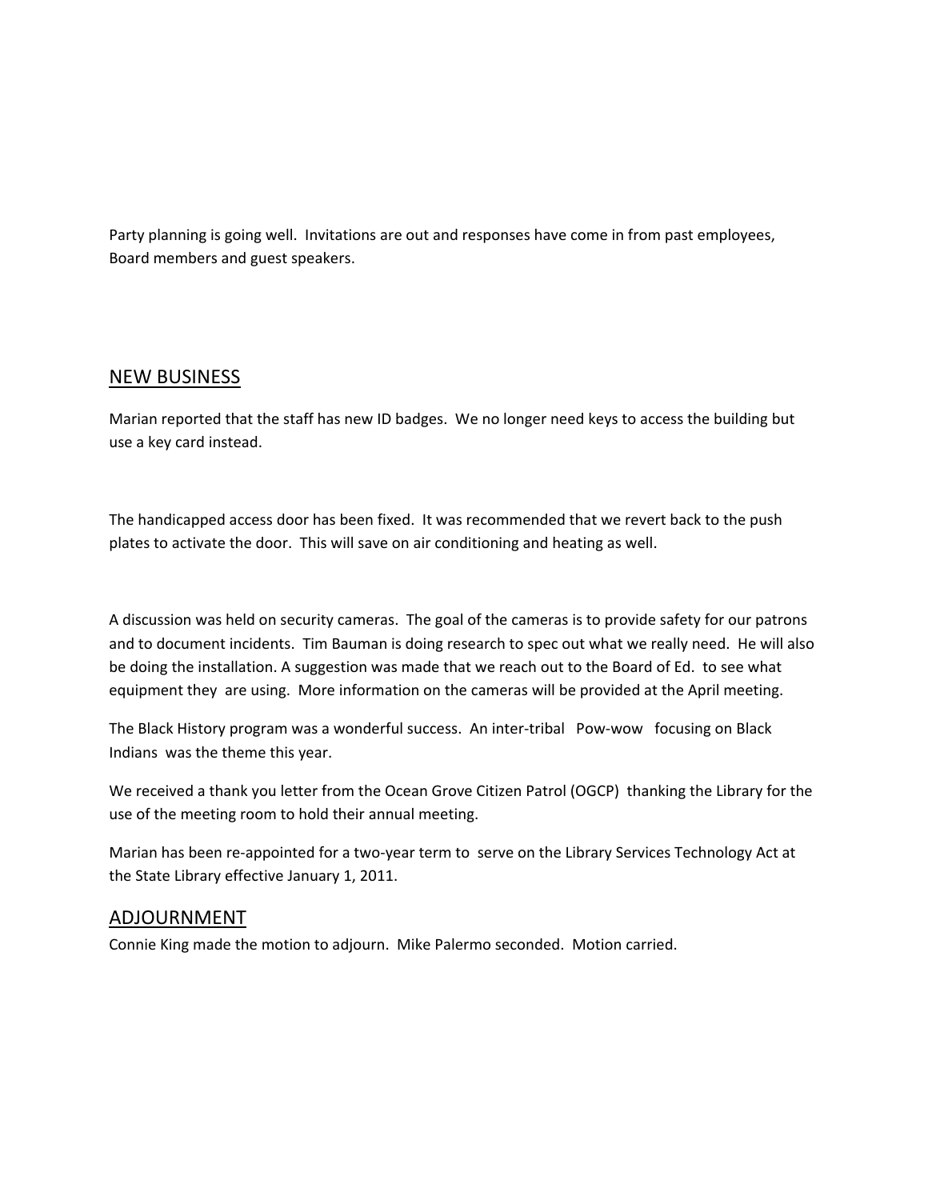Party planning is going well. Invitations are out and responses have come in from past employees, Board members and guest speakers.

## NEW BUSINESS

Marian reported that the staff has new ID badges. We no longer need keys to access the building but use a key card instead.

The handicapped access door has been fixed. It was recommended that we revert back to the push plates to activate the door. This will save on air conditioning and heating as well.

A discussion was held on security cameras. The goal of the cameras is to provide safety for our patrons and to document incidents. Tim Bauman is doing research to spec out what we really need. He will also be doing the installation. A suggestion was made that we reach out to the Board of Ed. to see what equipment they are using. More information on the cameras will be provided at the April meeting.

The Black History program was a wonderful success. An inter-tribal Pow-wow focusing on Black Indians was the theme this year.

We received a thank you letter from the Ocean Grove Citizen Patrol (OGCP) thanking the Library for the use of the meeting room to hold their annual meeting.

Marian has been re-appointed for a two-year term to serve on the Library Services Technology Act at the State Library effective January 1, 2011.

## ADJOURNMENT

Connie King made the motion to adjourn. Mike Palermo seconded. Motion carried.